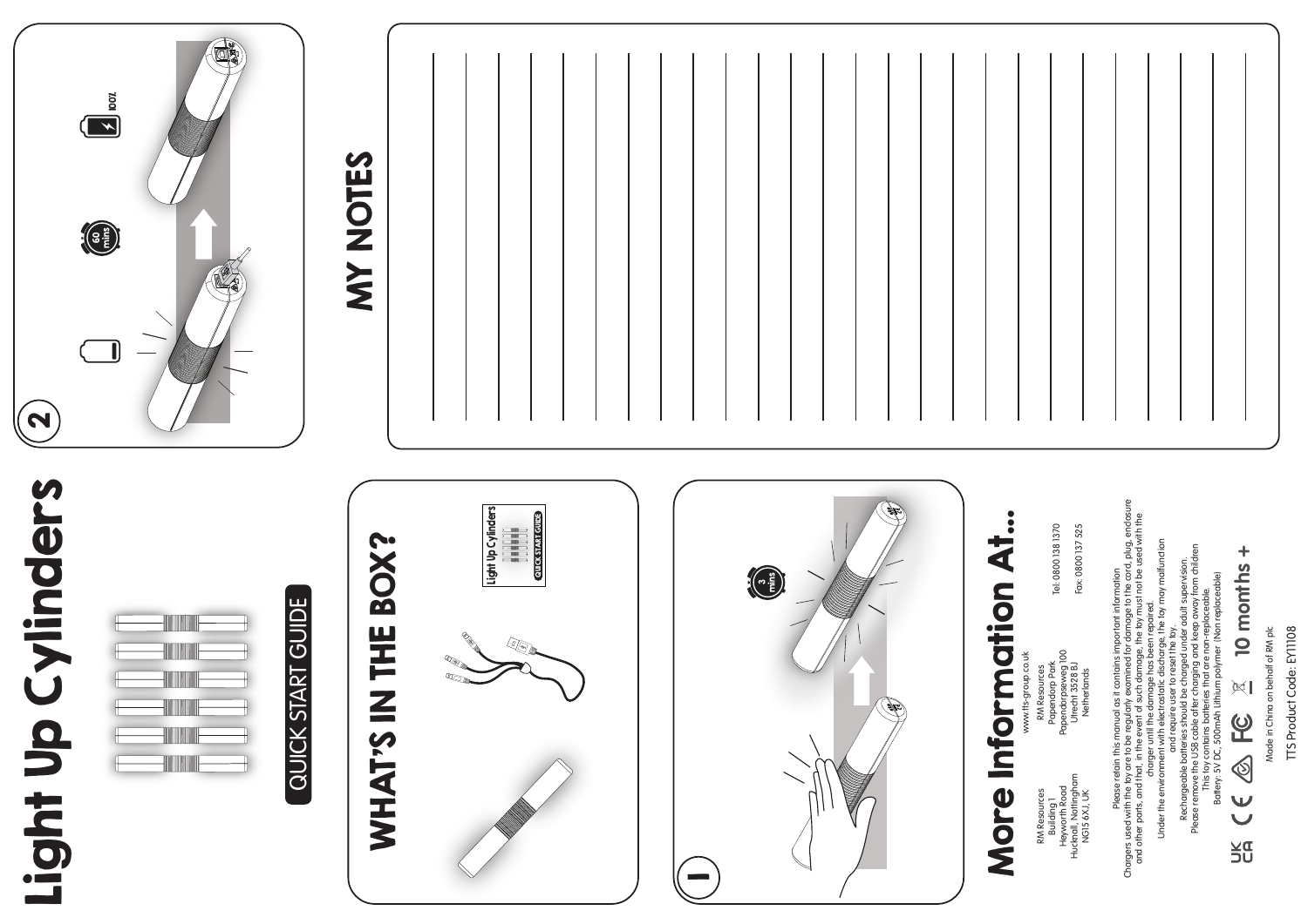# Light Up Cylinders

QUICK START GUIDE

## WHAT'S IN THE BOX?

Light Up Cylinders

QUICK START GUIDE

1

3 mins

2

60 mins

100%

## MY NOTES

## More Information At...

www.tts-group.co.uk

RM Resources
Building 1
Heyworth Road
Hucknall, Nottingham
NG15 6XJ, UK

RM Resources
Papendorp Park
Papendorpseweg 100
Utrecht 3528 BJ
Netherlands

Tel: 0800 138 1370

Fax: 0800 137 525

Please retain this manual as it contains important information
Chargers used with the toy are to be regularly examined for damage to the cord, plug, enclosure and other parts, and that, in the event of such damage, the toy must not be used with the charger until the damage has been repaired.
Under the environment with electrostatic discharge, the toy may malfunction and require user to reset the toy.
Rechargeable batteries should be charged under adult supervision.
Please remove the USB cable after charging and keep away from children
This toy contains batteries that are non-replaceable.
Battery: 5V DC, 500mAh Lithium polymer (Non replaceable)

10 months +

Made in China on behalf of RM plc

TTS Product Code: EY11108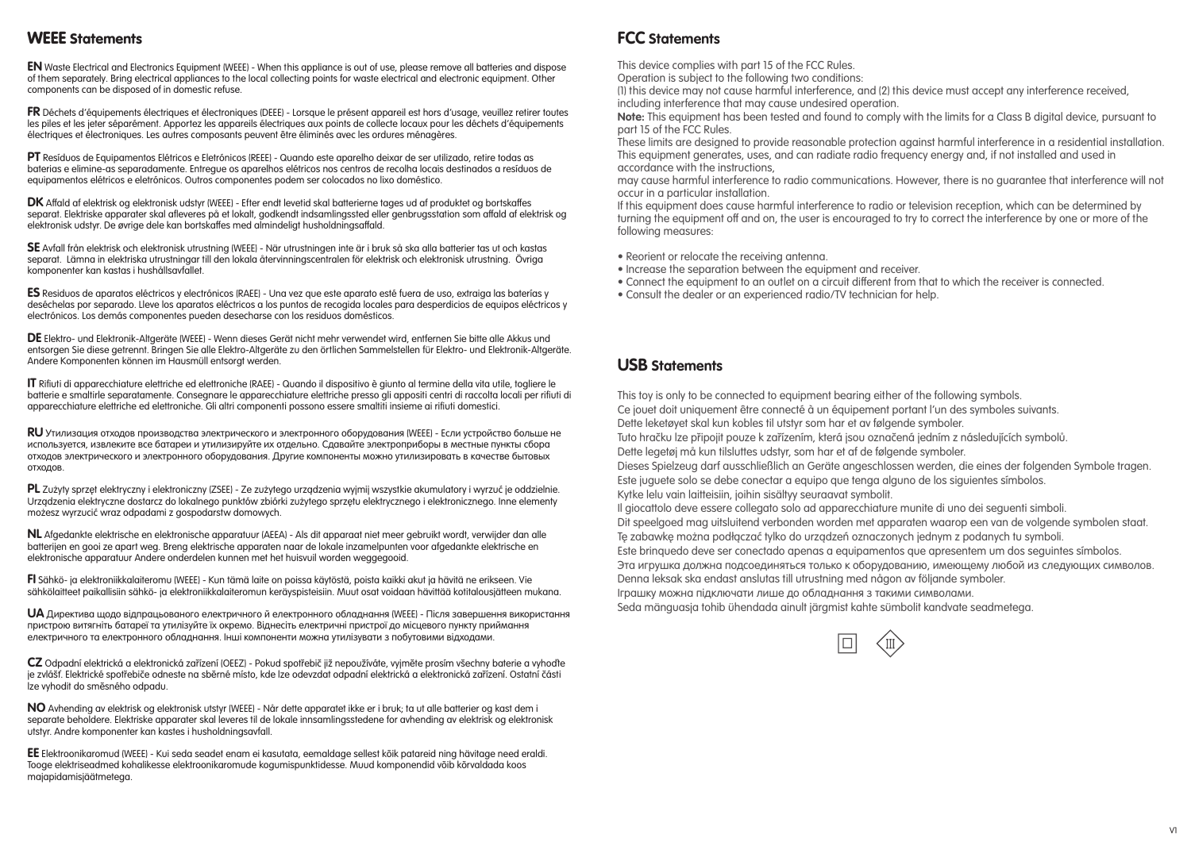## WEEE Statements

**EN** Waste Electrical and Electronics Equipment (WEEE) - When this appliance is out of use, please remove all batteries and dispose of them separately. Bring electrical appliances to the local collecting points for waste electrical and electronic equipment. Other components can be disposed of in domestic refuse.

**FR** Déchets d'équipements électriques et électroniques (DEEE) - Lorsque le présent appareil est hors d'usage, veuillez retirer toutes les piles et les jeter séparément. Apportez les appareils électriques aux points de collecte locaux pour les déchets d'équipements électriques et électroniques. Les autres composants peuvent être éliminés avec les ordures ménagères.

**PT** Resíduos de Equipamentos Elétricos e Eletrônicos (REEE) - Quando este aparelho deixar de ser utilizado, retire todas as baterias e elimine-as separadamente. Entregue os aparelhos elétricos nos centros de recolha locais destinados a resíduos de equipamentos elétricos e eletrônicos. Outros componentes podem ser colocados no lixo doméstico.

**DK** Affald af elektrisk og elektronisk udstyr (WEEE) - Efter endt levetid skal batterierne tages ud af produktet og bortskaffes separat. Elektriske apparater skal afleveres på et lokalt, godkendt indsamlingssted eller genbrugsstation som affald af elektrisk og elektronisk udstyr. De øvrige dele kan bortskaffes med almindeligt husholdningsaffald.

**SE** Avfall från elektrisk och elektronisk utrustning (WEEE) - När utrustningen inte är i bruk så ska alla batterier tas ut och kastas separat. Lämna in elektriska utrustningar till den lokala återvinningscentralen för elektrisk och elektronisk utrustning. Övriga komponenter kan kastas i hushållsavfallet.

**ES** Residuos de aparatos eléctricos y electrónicos (RAEE) - Una vez que este aparato esté fuera de uso, extraiga las baterías y deséchelas por separado. Lleve los aparatos eléctricos a los puntos de recogida locales para desperdicios de equipos eléctricos y electrónicos. Los demás componentes pueden desecharse con los residuos domésticos.

**DE** Elektro- und Elektronik-Altgeräte (WEEE) - Wenn dieses Gerät nicht mehr verwendet wird, entfernen Sie bitte alle Akkus und entsorgen Sie diese getrennt. Bringen Sie alle Elektro-Altgeräte zu den örtlichen Sammelstellen für Elektro- und Elektronik-Altgeräte. Andere Komponenten können im Hausmüll entsorgt werden.

**IT** Rifiuti di apparecchiature elettriche ed elettroniche (RAEE) - Quando il dispositivo è giunto al termine della vita utile, togliere le batterie e smaltirle separatamente. Consegnare le apparecchiature elettriche presso gli appositi centri di raccolta locali per rifiuti di apparecchiature elettriche ed elettroniche. Gli altri componenti possono essere smaltiti insieme ai rifiuti domestici.

**RU** Утилизация отходов производства электрического и электронного оборудования (WEEE) - Если устройство больше не используется, извлеките все батареи и утилизируйте их отдельно. Сдавайте электроприборы в местные пункты сбора отходов электрического и электронного оборудования. Другие компоненты можно утилизировать в качестве бытовых отходов.

**PL** Zużyty sprzęt elektryczny i elektroniczny (ZSEE) - Ze zużytego urządzenia wyjmij wszystkie akumulatory i wyrzuć je oddzielnie. Urządzenia elektryczne dostarcz do lokalnego punktów zbiórki zużytego sprzętu elektrycznego i elektronicznego. Inne elementy możesz wyrzucić wraz odpadami z gospodarstw domowych.

**NL** Afgedankte elektrische en elektronische apparatuur (AEEA) - Als dit apparaat niet meer gebruikt wordt, verwijder dan alle batterijen en gooi ze apart weg. Breng elektrische apparaten naar de lokale inzamelpunten voor afgedankte elektrische en elektronische apparatuur Andere onderdelen kunnen met het huisvuil worden weggegooid.

**FI** Sähkö- ja elektroniikkalaiteromu (WEEE) - Kun tämä laite on poissa käytöstä, poista kaikki akut ja hävitä ne erikseen. Vie sähkölaitteet paikallisiin sähkö- ja elektroniikkalaiteromun keräyspisteisiin. Muut osat voidaan hävittää kotitalousjätteen mukana.

**UA** Директива щодо відпрацьованого електричного й електронного обладнання (WEEE) - Після завершення використання пристрою витягніть батареї та утилізуйте їх окремо. Віднесіть електричні пристрої до місцевого пункту приймання електричного та електронного обладнання. Інші компоненти можна утилізувати з побутовими відходами.

**CZ** Odpadní elektrická a elektronická zařízení (OEEZ) - Pokud spotřebič již nepoužíváte, vyjměte prosím všechny baterie a vyhoďte je zvlášť. Elektrické spotřebiče odneste na sběrné místo, kde lze odevzdat odpadní elektrická a elektronická zařízení. Ostatní části lze vyhodit do směsného odpadu.

**NO** Avhending av elektrisk og elektronisk utstyr (WEEE) - Når dette apparatet ikke er i bruk; ta ut alle batterier og kast dem i separate beholdere. Elektriske apparater skal leveres til de lokale innsamlingsstedene for avhending av elektrisk og elektronisk utstyr. Andre komponenter kan kastes i husholdningsavfall.

**EE** Elektroonikaromud (WEEE) - Kui seda seadet enam ei kasutata, eemaldage sellest kõik patareid ning hävitage need eraldi. Tooge elektriseadmed kohalikesse elektroonikaromude kogumispunktidesse. Muud komponendid võib kõrvaldada koos majapidamisjäätmetega.

## FCC Statements

This device complies with part 15 of the FCC Rules.
Operation is subject to the following two conditions:
(1) this device may not cause harmful interference, and (2) this device must accept any interference received, including interference that may cause undesired operation.
**Note:** This equipment has been tested and found to comply with the limits for a Class B digital device, pursuant to part 15 of the FCC Rules.
These limits are designed to provide reasonable protection against harmful interference in a residential installation. This equipment generates, uses, and can radiate radio frequency energy and, if not installed and used in accordance with the instructions,
may cause harmful interference to radio communications. However, there is no guarantee that interference will not occur in a particular installation.
If this equipment does cause harmful interference to radio or television reception, which can be determined by turning the equipment off and on, the user is encouraged to try to correct the interference by one or more of the following measures:

- Reorient or relocate the receiving antenna.
- Increase the separation between the equipment and receiver.
- Connect the equipment to an outlet on a circuit different from that to which the receiver is connected.
- Consult the dealer or an experienced radio/TV technician for help.

## USB Statements

This toy is only to be connected to equipment bearing either of the following symbols.
Ce jouet doit uniquement être connecté à un équipement portant l'un des symboles suivants.
Dette leketøyet skal kun kobles til utstyr som har et av følgende symboler.
Tuto hračku lze připojit pouze k zařízením, která jsou označená jedním z následujících symbolů.
Dette legetøj må kun tilsluttes udstyr, som har et af de følgende symboler.
Dieses Spielzeug darf ausschließlich an Geräte angeschlossen werden, die eines der folgenden Symbole tragen.
Este juguete solo se debe conectar a equipo que tenga alguno de los siguientes símbolos.
Kytke lelu vain laitteisiin, joihin sisältyy seuraavat symbolit.
Il giocattolo deve essere collegato solo ad apparecchiature munite di uno dei seguenti simboli.
Dit speelgoed mag uitsluitend verbonden worden met apparaten waarop een van de volgende symbolen staat.
Tę zabawkę można podłączać tylko do urządzeń oznaczonych jednym z podanych tu symboli.
Este brinquedo deve ser conectado apenas a equipamentos que apresentem um dos seguintes símbolos.
Эта игрушка должна подсоединяться только к оборудованию, имеющему любой из следующих символов.
Denna leksak ska endast anslutas till utrustning med någon av följande symboler.
Іграшку можна підключати лише до обладнання з такими символами.
Seda mänguasja tohib ühendada ainult järgmist kahte sümbolit kandvate seadmetega.

III